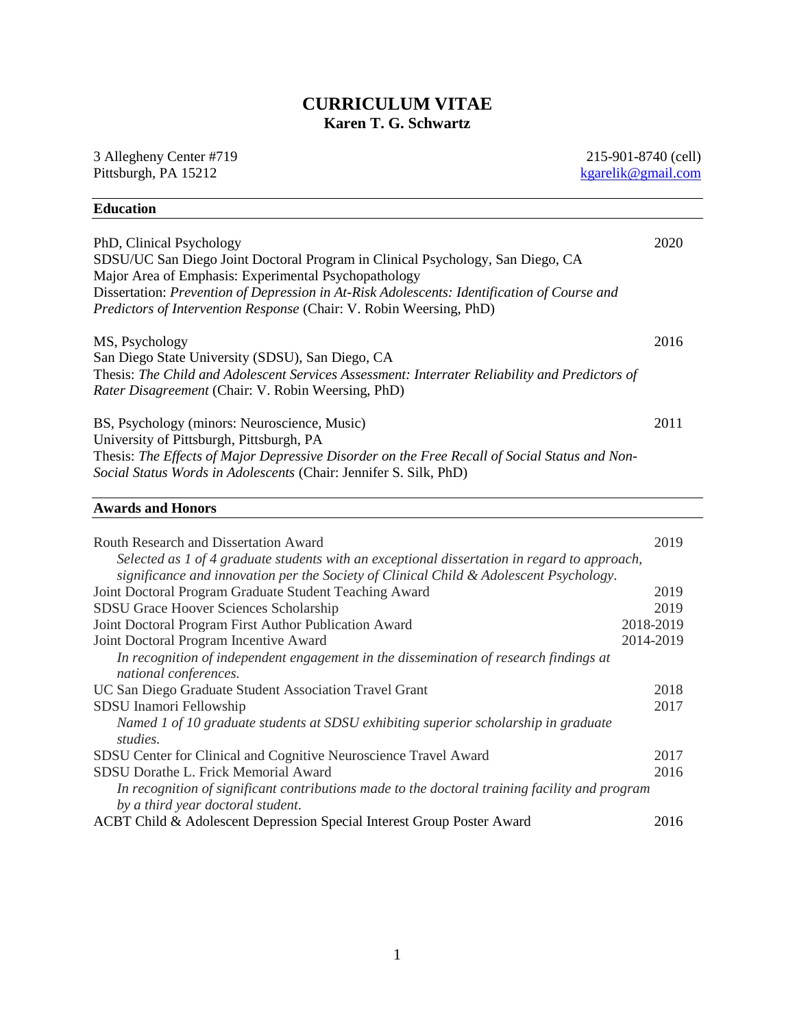# CURRICULUM VITAE

**Karen T. G. Schwartz**

3 Allegheny Center #719
Pittsburgh, PA 15212

215-901-8740 (cell)
kgarelik@gmail.com

## Education

PHD, Clinical Psychology — 2020
SDSU/UC San Diego Joint Doctoral Program in Clinical Psychology, San Diego, CA
Major Area of Emphasis: Experimental Psychopathology
Dissertation: *Prevention of Depression in At-Risk Adolescents: Identification of Course and Predictors of Intervention Response* (Chair: V. Robin Weersing, PhD)

MS, Psychology — 2016
San Diego State University (SDSU), San Diego, CA
Thesis: *The Child and Adolescent Services Assessment: Interrater Reliability and Predictors of Rater Disagreement* (Chair: V. Robin Weersing, PhD)

BS, Psychology (minors: Neuroscience, Music) — 2011
University of Pittsburgh, Pittsburgh, PA
Thesis: *The Effects of Major Depressive Disorder on the Free Recall of Social Status and Non-Social Status Words in Adolescents* (Chair: Jennifer S. Silk, PhD)

## Awards and Honors

Routh Research and Dissertation Award — 2019
*Selected as 1 of 4 graduate students with an exceptional dissertation in regard to approach, significance and innovation per the Society of Clinical Child & Adolescent Psychology.*

Joint Doctoral Program Graduate Student Teaching Award — 2019

SDSU Grace Hoover Sciences Scholarship — 2019

Joint Doctoral Program First Author Publication Award — 2018-2019

Joint Doctoral Program Incentive Award — 2014-2019
*In recognition of independent engagement in the dissemination of research findings at national conferences.*

UC San Diego Graduate Student Association Travel Grant — 2018

SDSU Inamori Fellowship — 2017
*Named 1 of 10 graduate students at SDSU exhibiting superior scholarship in graduate studies.*

SDSU Center for Clinical and Cognitive Neuroscience Travel Award — 2017

SDSU Dorathe L. Frick Memorial Award — 2016
*In recognition of significant contributions made to the doctoral training facility and program by a third year doctoral student.*

ACBT Child & Adolescent Depression Special Interest Group Poster Award — 2016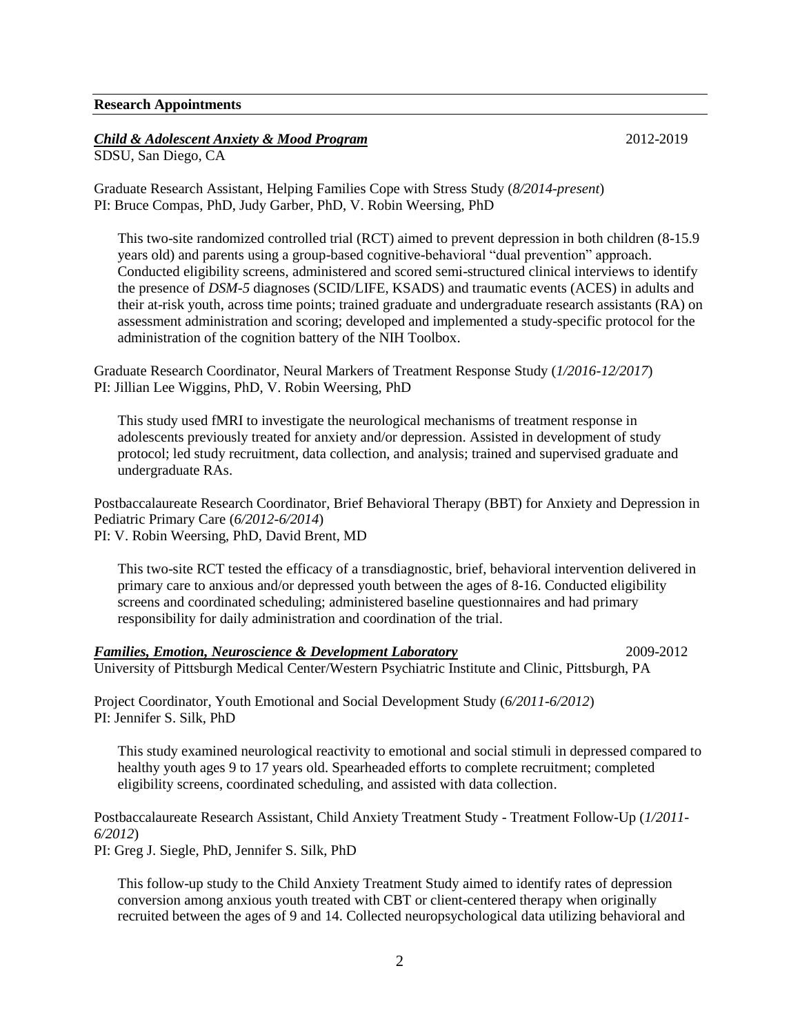## Research Appointments

***Child & Adolescent Anxiety & Mood Program*** 2012-2019
SDSU, San Diego, CA

Graduate Research Assistant, Helping Families Cope with Stress Study (*8/2014-present*)
PI: Bruce Compas, PhD, Judy Garber, PhD, V. Robin Weersing, PhD

This two-site randomized controlled trial (RCT) aimed to prevent depression in both children (8-15.9 years old) and parents using a group-based cognitive-behavioral "dual prevention" approach. Conducted eligibility screens, administered and scored semi-structured clinical interviews to identify the presence of *DSM-5* diagnoses (SCID/LIFE, KSADS) and traumatic events (ACES) in adults and their at-risk youth, across time points; trained graduate and undergraduate research assistants (RA) on assessment administration and scoring; developed and implemented a study-specific protocol for the administration of the cognition battery of the NIH Toolbox.

Graduate Research Coordinator, Neural Markers of Treatment Response Study (*1/2016-12/2017*)
PI: Jillian Lee Wiggins, PhD, V. Robin Weersing, PhD

This study used fMRI to investigate the neurological mechanisms of treatment response in adolescents previously treated for anxiety and/or depression. Assisted in development of study protocol; led study recruitment, data collection, and analysis; trained and supervised graduate and undergraduate RAs.

Postbaccalaureate Research Coordinator, Brief Behavioral Therapy (BBT) for Anxiety and Depression in Pediatric Primary Care (*6/2012-6/2014*)
PI: V. Robin Weersing, PhD, David Brent, MD

This two-site RCT tested the efficacy of a transdiagnostic, brief, behavioral intervention delivered in primary care to anxious and/or depressed youth between the ages of 8-16. Conducted eligibility screens and coordinated scheduling; administered baseline questionnaires and had primary responsibility for daily administration and coordination of the trial.

***Families, Emotion, Neuroscience & Development Laboratory*** 2009-2012
University of Pittsburgh Medical Center/Western Psychiatric Institute and Clinic, Pittsburgh, PA

Project Coordinator, Youth Emotional and Social Development Study (*6/2011-6/2012*)
PI: Jennifer S. Silk, PhD

This study examined neurological reactivity to emotional and social stimuli in depressed compared to healthy youth ages 9 to 17 years old. Spearheaded efforts to complete recruitment; completed eligibility screens, coordinated scheduling, and assisted with data collection.

Postbaccalaureate Research Assistant, Child Anxiety Treatment Study - Treatment Follow-Up (*1/2011-6/2012*)
PI: Greg J. Siegle, PhD, Jennifer S. Silk, PhD

This follow-up study to the Child Anxiety Treatment Study aimed to identify rates of depression conversion among anxious youth treated with CBT or client-centered therapy when originally recruited between the ages of 9 and 14. Collected neuropsychological data utilizing behavioral and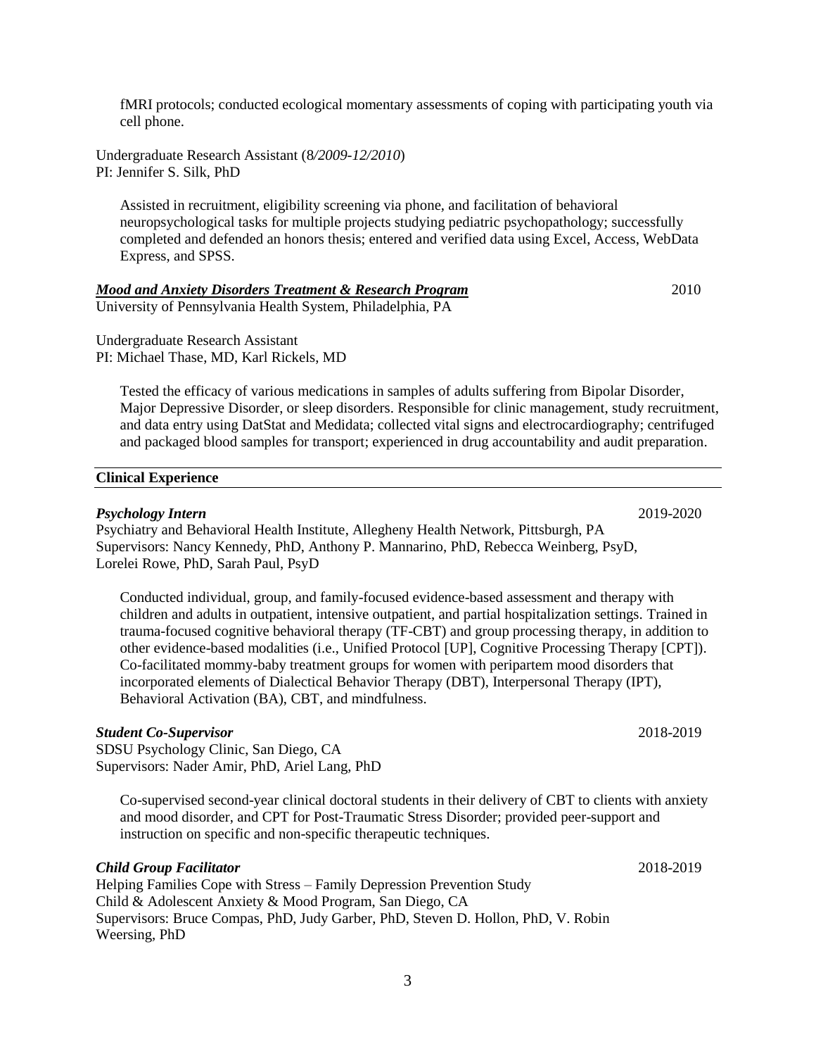fMRI protocols; conducted ecological momentary assessments of coping with participating youth via cell phone.

Undergraduate Research Assistant (8*/2009-12/2010*)
PI: Jennifer S. Silk, PhD

Assisted in recruitment, eligibility screening via phone, and facilitation of behavioral neuropsychological tasks for multiple projects studying pediatric psychopathology; successfully completed and defended an honors thesis; entered and verified data using Excel, Access, WebData Express, and SPSS.

***Mood and Anxiety Disorders Treatment & Research Program*** 2010
University of Pennsylvania Health System, Philadelphia, PA

Undergraduate Research Assistant
PI: Michael Thase, MD, Karl Rickels, MD

Tested the efficacy of various medications in samples of adults suffering from Bipolar Disorder, Major Depressive Disorder, or sleep disorders. Responsible for clinic management, study recruitment, and data entry using DatStat and Medidata; collected vital signs and electrocardiography; centrifuged and packaged blood samples for transport; experienced in drug accountability and audit preparation.

## Clinical Experience

***Psychology Intern*** 2019-2020
Psychiatry and Behavioral Health Institute, Allegheny Health Network, Pittsburgh, PA
Supervisors: Nancy Kennedy, PhD, Anthony P. Mannarino, PhD, Rebecca Weinberg, PsyD, Lorelei Rowe, PhD, Sarah Paul, PsyD

Conducted individual, group, and family-focused evidence-based assessment and therapy with children and adults in outpatient, intensive outpatient, and partial hospitalization settings. Trained in trauma-focused cognitive behavioral therapy (TF-CBT) and group processing therapy, in addition to other evidence-based modalities (i.e., Unified Protocol [UP], Cognitive Processing Therapy [CPT]). Co-facilitated mommy-baby treatment groups for women with peripartem mood disorders that incorporated elements of Dialectical Behavior Therapy (DBT), Interpersonal Therapy (IPT), Behavioral Activation (BA), CBT, and mindfulness.

***Student Co-Supervisor*** 2018-2019
SDSU Psychology Clinic, San Diego, CA
Supervisors: Nader Amir, PhD, Ariel Lang, PhD

Co-supervised second-year clinical doctoral students in their delivery of CBT to clients with anxiety and mood disorder, and CPT for Post-Traumatic Stress Disorder; provided peer-support and instruction on specific and non-specific therapeutic techniques.

***Child Group Facilitator*** 2018-2019
Helping Families Cope with Stress – Family Depression Prevention Study
Child & Adolescent Anxiety & Mood Program, San Diego, CA
Supervisors: Bruce Compas, PhD, Judy Garber, PhD, Steven D. Hollon, PhD, V. Robin Weersing, PhD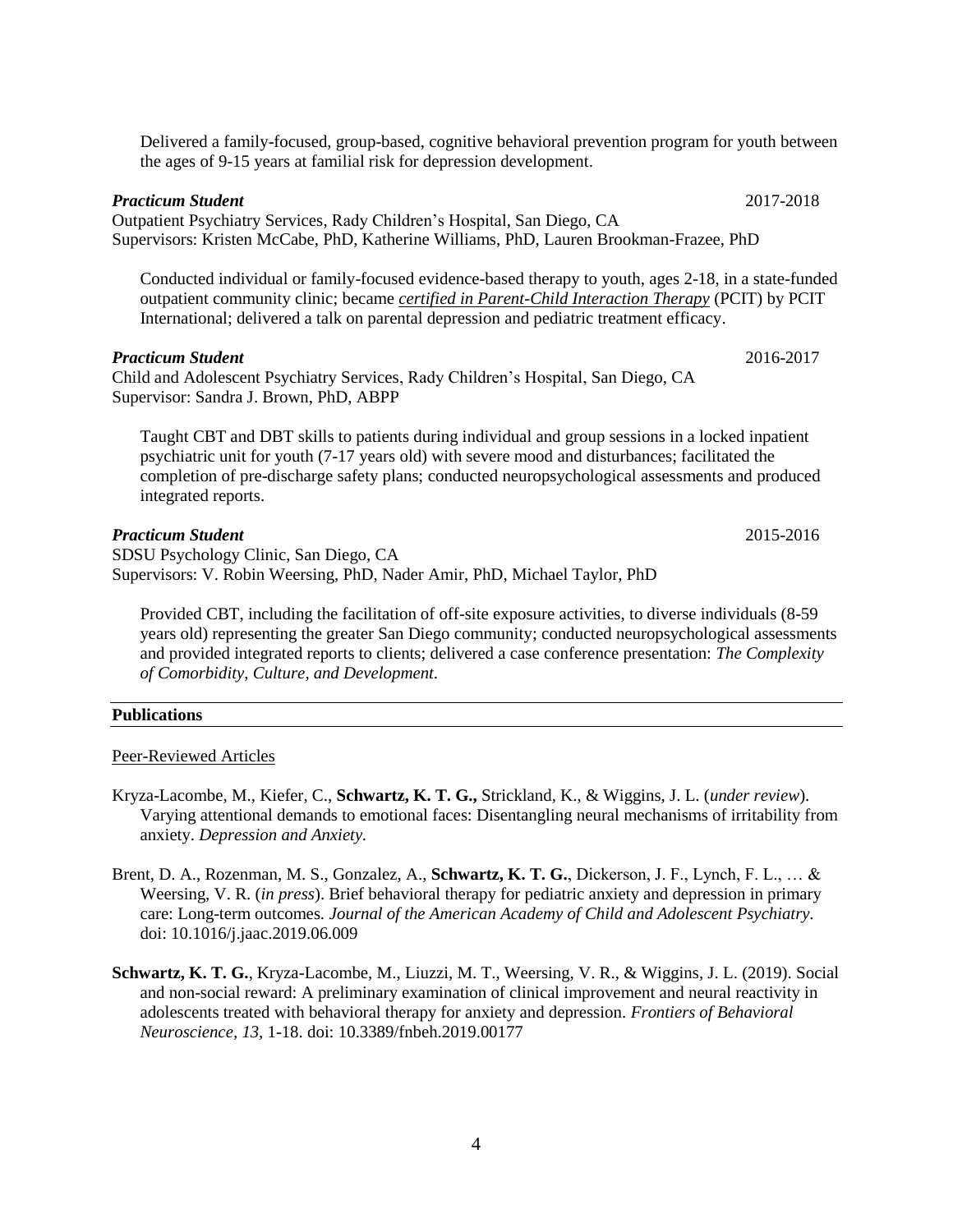Delivered a family-focused, group-based, cognitive behavioral prevention program for youth between the ages of 9-15 years at familial risk for depression development.

***Practicum Student*** 2017-2018
Outpatient Psychiatry Services, Rady Children's Hospital, San Diego, CA
Supervisors: Kristen McCabe, PhD, Katherine Williams, PhD, Lauren Brookman-Frazee, PhD

Conducted individual or family-focused evidence-based therapy to youth, ages 2-18, in a state-funded outpatient community clinic; became ***certified in Parent-Child Interaction Therapy*** (PCIT) by PCIT International; delivered a talk on parental depression and pediatric treatment efficacy.

***Practicum Student*** 2016-2017
Child and Adolescent Psychiatry Services, Rady Children's Hospital, San Diego, CA
Supervisor: Sandra J. Brown, PhD, ABPP

Taught CBT and DBT skills to patients during individual and group sessions in a locked inpatient psychiatric unit for youth (7-17 years old) with severe mood and disturbances; facilitated the completion of pre-discharge safety plans; conducted neuropsychological assessments and produced integrated reports.

***Practicum Student*** 2015-2016
SDSU Psychology Clinic, San Diego, CA
Supervisors: V. Robin Weersing, PhD, Nader Amir, PhD, Michael Taylor, PhD

Provided CBT, including the facilitation of off-site exposure activities, to diverse individuals (8-59 years old) representing the greater San Diego community; conducted neuropsychological assessments and provided integrated reports to clients; delivered a case conference presentation: *The Complexity of Comorbidity, Culture, and Development.*

## Publications

Peer-Reviewed Articles

Kryza-Lacombe, M., Kiefer, C., **Schwartz, K. T. G.,** Strickland, K., & Wiggins, J. L. (*under review*). Varying attentional demands to emotional faces: Disentangling neural mechanisms of irritability from anxiety. *Depression and Anxiety.*

Brent, D. A., Rozenman, M. S., Gonzalez, A., **Schwartz, K. T. G.**, Dickerson, J. F., Lynch, F. L., … & Weersing, V. R. (*in press*). Brief behavioral therapy for pediatric anxiety and depression in primary care: Long-term outcomes. *Journal of the American Academy of Child and Adolescent Psychiatry.* doi: 10.1016/j.jaac.2019.06.009

**Schwartz, K. T. G.**, Kryza-Lacombe, M., Liuzzi, M. T., Weersing, V. R., & Wiggins, J. L. (2019). Social and non-social reward: A preliminary examination of clinical improvement and neural reactivity in adolescents treated with behavioral therapy for anxiety and depression. *Frontiers of Behavioral Neuroscience, 13,* 1-18. doi: 10.3389/fnbeh.2019.00177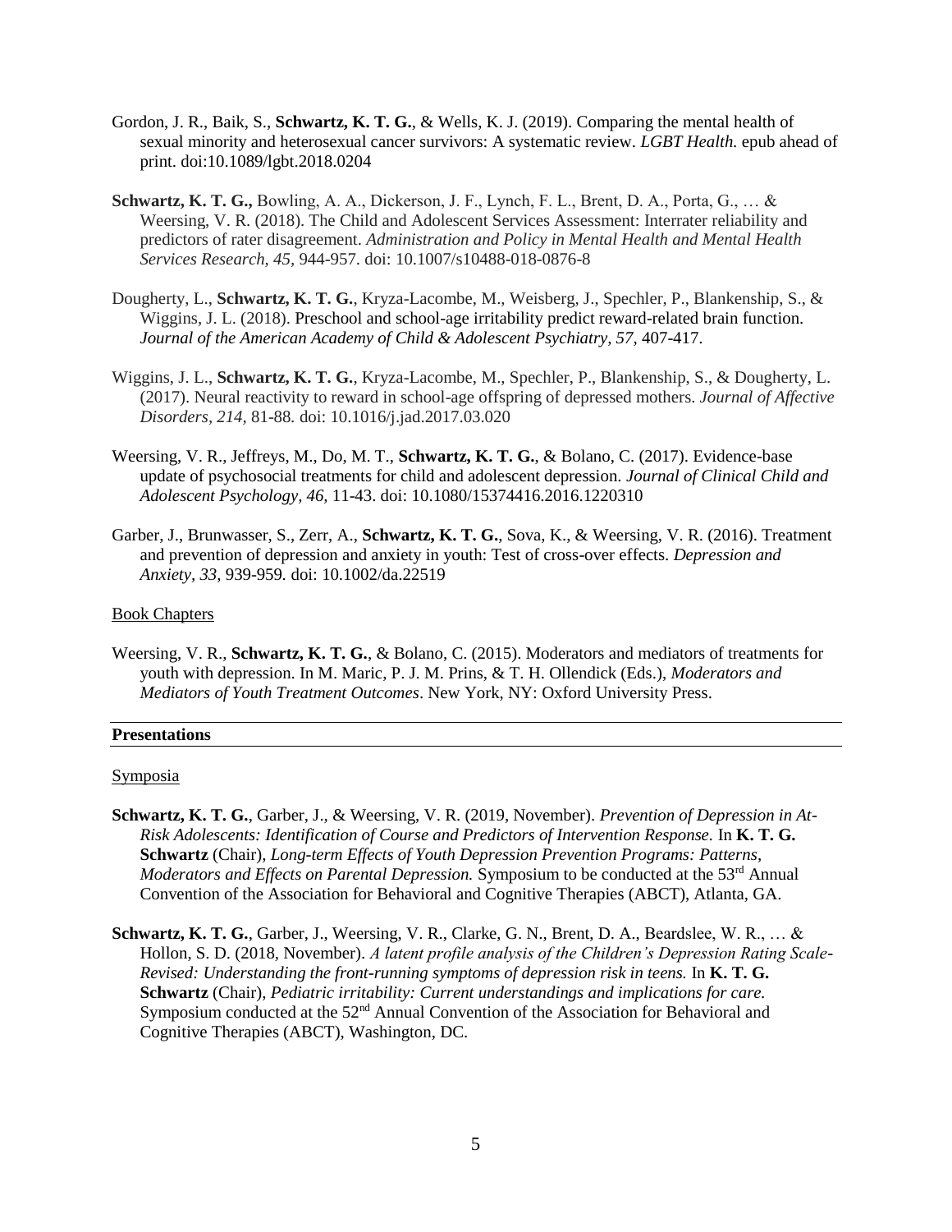Gordon, J. R., Baik, S., **Schwartz, K. T. G.**, & Wells, K. J. (2019). Comparing the mental health of sexual minority and heterosexual cancer survivors: A systematic review. *LGBT Health.* epub ahead of print. doi:10.1089/lgbt.2018.0204

**Schwartz, K. T. G.,** Bowling, A. A., Dickerson, J. F., Lynch, F. L., Brent, D. A., Porta, G., … & Weersing, V. R. (2018). The Child and Adolescent Services Assessment: Interrater reliability and predictors of rater disagreement. *Administration and Policy in Mental Health and Mental Health Services Research, 45,* 944-957. doi: 10.1007/s10488-018-0876-8

Dougherty, L., **Schwartz, K. T. G.**, Kryza-Lacombe, M., Weisberg, J., Spechler, P., Blankenship, S., & Wiggins, J. L. (2018). Preschool and school-age irritability predict reward-related brain function. *Journal of the American Academy of Child & Adolescent Psychiatry, 57,* 407-417.

Wiggins, J. L., **Schwartz, K. T. G.**, Kryza-Lacombe, M., Spechler, P., Blankenship, S., & Dougherty, L. (2017). Neural reactivity to reward in school-age offspring of depressed mothers. *Journal of Affective Disorders*, *214*, 81-88. doi: 10.1016/j.jad.2017.03.020

Weersing, V. R., Jeffreys, M., Do, M. T., **Schwartz, K. T. G.**, & Bolano, C. (2017). Evidence-base update of psychosocial treatments for child and adolescent depression. *Journal of Clinical Child and Adolescent Psychology, 46,* 11-43. doi: 10.1080/15374416.2016.1220310

Garber, J., Brunwasser, S., Zerr, A., **Schwartz, K. T. G.**, Sova, K., & Weersing, V. R. (2016). Treatment and prevention of depression and anxiety in youth: Test of cross-over effects. *Depression and Anxiety, 33,* 939-959. doi: 10.1002/da.22519

Book Chapters

Weersing, V. R., **Schwartz, K. T. G.**, & Bolano, C. (2015). Moderators and mediators of treatments for youth with depression. In M. Maric, P. J. M. Prins, & T. H. Ollendick (Eds.), *Moderators and Mediators of Youth Treatment Outcomes*. New York, NY: Oxford University Press.

## Presentations

Symposia

**Schwartz, K. T. G.**, Garber, J., & Weersing, V. R. (2019, November). *Prevention of Depression in At-Risk Adolescents: Identification of Course and Predictors of Intervention Response.* In **K. T. G. Schwartz** (Chair), *Long-term Effects of Youth Depression Prevention Programs: Patterns, Moderators and Effects on Parental Depression.* Symposium to be conducted at the 53rd Annual Convention of the Association for Behavioral and Cognitive Therapies (ABCT), Atlanta, GA.

**Schwartz, K. T. G.**, Garber, J., Weersing, V. R., Clarke, G. N., Brent, D. A., Beardslee, W. R., … & Hollon, S. D. (2018, November). *A latent profile analysis of the Children's Depression Rating Scale-Revised: Understanding the front-running symptoms of depression risk in teens.* In **K. T. G. Schwartz** (Chair), *Pediatric irritability: Current understandings and implications for care.* Symposium conducted at the 52nd Annual Convention of the Association for Behavioral and Cognitive Therapies (ABCT), Washington, DC.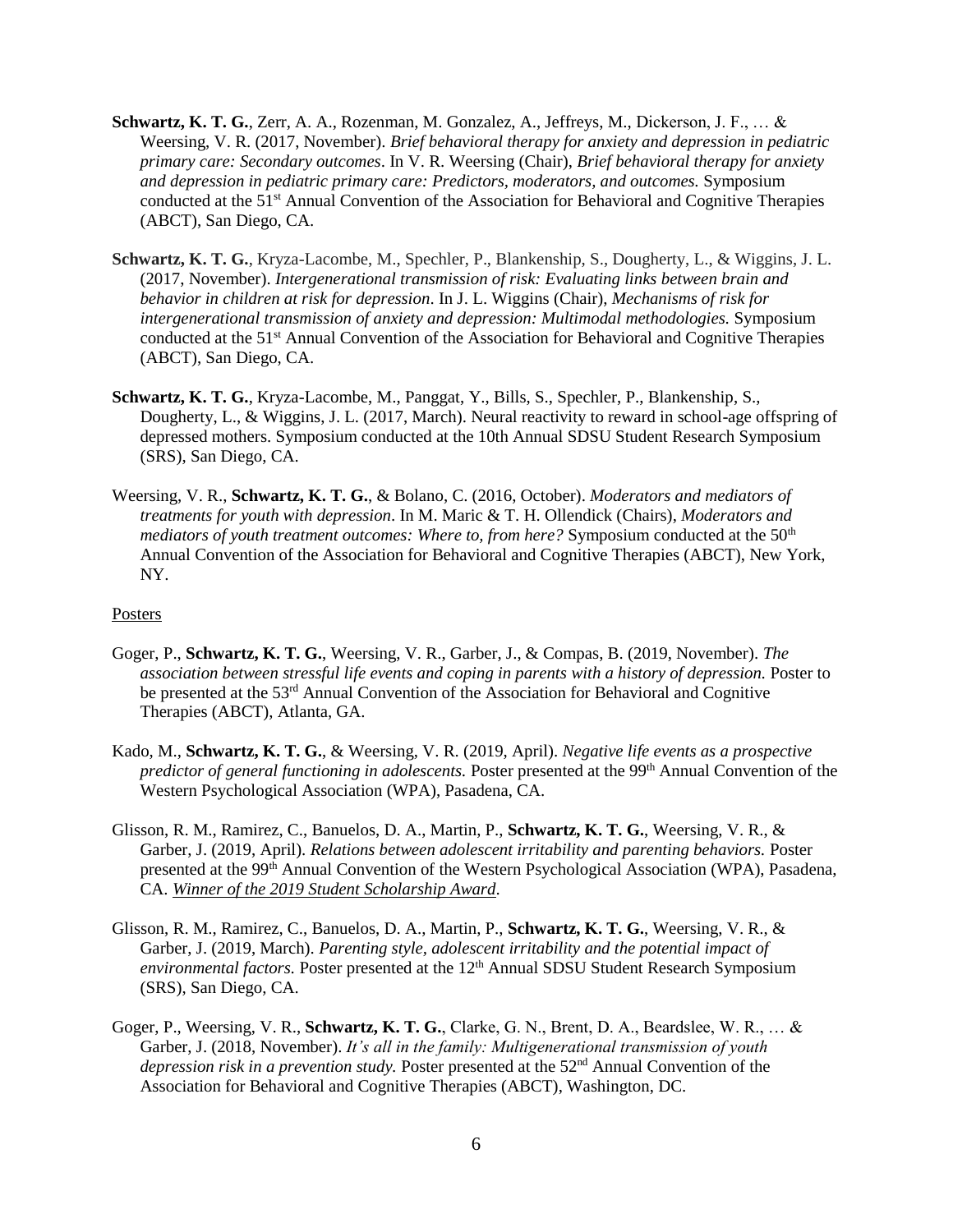**Schwartz, K. T. G.**, Zerr, A. A., Rozenman, M. Gonzalez, A., Jeffreys, M., Dickerson, J. F., … & Weersing, V. R. (2017, November). *Brief behavioral therapy for anxiety and depression in pediatric primary care: Secondary outcomes*. In V. R. Weersing (Chair), *Brief behavioral therapy for anxiety and depression in pediatric primary care: Predictors, moderators, and outcomes.* Symposium conducted at the 51st Annual Convention of the Association for Behavioral and Cognitive Therapies (ABCT), San Diego, CA.

**Schwartz, K. T. G.**, Kryza-Lacombe, M., Spechler, P., Blankenship, S., Dougherty, L., & Wiggins, J. L. (2017, November). *Intergenerational transmission of risk: Evaluating links between brain and behavior in children at risk for depression*. In J. L. Wiggins (Chair), *Mechanisms of risk for intergenerational transmission of anxiety and depression: Multimodal methodologies.* Symposium conducted at the 51st Annual Convention of the Association for Behavioral and Cognitive Therapies (ABCT), San Diego, CA.

**Schwartz, K. T. G.**, Kryza-Lacombe, M., Panggat, Y., Bills, S., Spechler, P., Blankenship, S., Dougherty, L., & Wiggins, J. L. (2017, March). Neural reactivity to reward in school-age offspring of depressed mothers. Symposium conducted at the 10th Annual SDSU Student Research Symposium (SRS), San Diego, CA.

Weersing, V. R., **Schwartz, K. T. G.**, & Bolano, C. (2016, October). *Moderators and mediators of treatments for youth with depression*. In M. Maric & T. H. Ollendick (Chairs), *Moderators and mediators of youth treatment outcomes: Where to, from here?* Symposium conducted at the 50th Annual Convention of the Association for Behavioral and Cognitive Therapies (ABCT), New York, NY.

Posters

Goger, P., **Schwartz, K. T. G.**, Weersing, V. R., Garber, J., & Compas, B. (2019, November). *The association between stressful life events and coping in parents with a history of depression.* Poster to be presented at the 53rd Annual Convention of the Association for Behavioral and Cognitive Therapies (ABCT), Atlanta, GA.

Kado, M., **Schwartz, K. T. G.**, & Weersing, V. R. (2019, April). *Negative life events as a prospective predictor of general functioning in adolescents.* Poster presented at the 99th Annual Convention of the Western Psychological Association (WPA), Pasadena, CA.

Glisson, R. M., Ramirez, C., Banuelos, D. A., Martin, P., **Schwartz, K. T. G.**, Weersing, V. R., & Garber, J. (2019, April). *Relations between adolescent irritability and parenting behaviors.* Poster presented at the 99th Annual Convention of the Western Psychological Association (WPA), Pasadena, CA. *Winner of the 2019 Student Scholarship Award*.

Glisson, R. M., Ramirez, C., Banuelos, D. A., Martin, P., **Schwartz, K. T. G.**, Weersing, V. R., & Garber, J. (2019, March). *Parenting style, adolescent irritability and the potential impact of environmental factors.* Poster presented at the 12th Annual SDSU Student Research Symposium (SRS), San Diego, CA.

Goger, P., Weersing, V. R., **Schwartz, K. T. G.**, Clarke, G. N., Brent, D. A., Beardslee, W. R., … & Garber, J. (2018, November). *It's all in the family: Multigenerational transmission of youth depression risk in a prevention study.* Poster presented at the 52nd Annual Convention of the Association for Behavioral and Cognitive Therapies (ABCT), Washington, DC.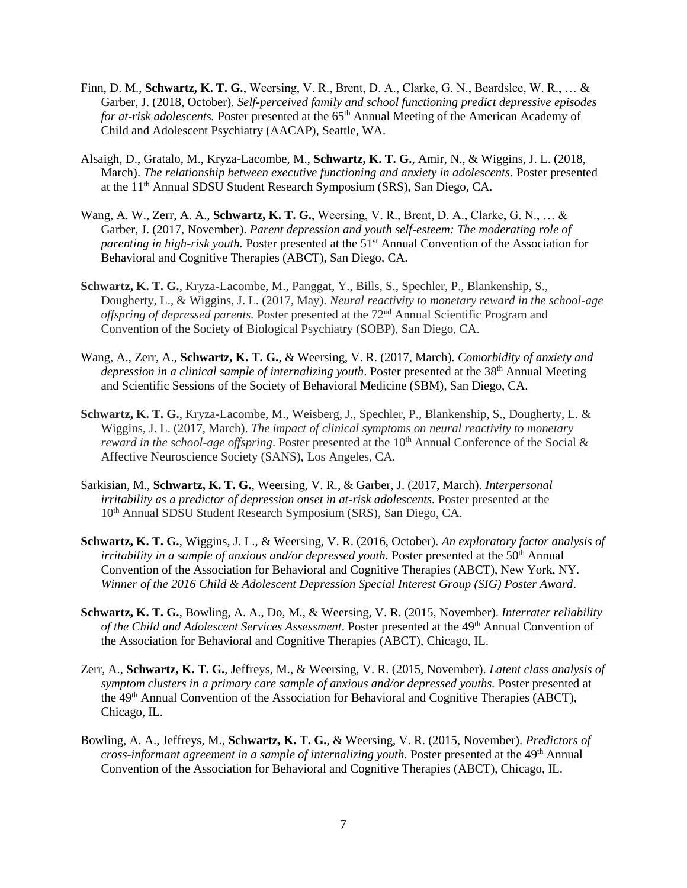Finn, D. M., **Schwartz, K. T. G.**, Weersing, V. R., Brent, D. A., Clarke, G. N., Beardslee, W. R., … & Garber, J. (2018, October). *Self-perceived family and school functioning predict depressive episodes for at-risk adolescents.* Poster presented at the 65th Annual Meeting of the American Academy of Child and Adolescent Psychiatry (AACAP), Seattle, WA.

Alsaigh, D., Gratalo, M., Kryza-Lacombe, M., **Schwartz, K. T. G.**, Amir, N., & Wiggins, J. L. (2018, March). *The relationship between executive functioning and anxiety in adolescents.* Poster presented at the 11th Annual SDSU Student Research Symposium (SRS), San Diego, CA.

Wang, A. W., Zerr, A. A., **Schwartz, K. T. G.**, Weersing, V. R., Brent, D. A., Clarke, G. N., … & Garber, J. (2017, November). *Parent depression and youth self-esteem: The moderating role of parenting in high-risk youth.* Poster presented at the 51st Annual Convention of the Association for Behavioral and Cognitive Therapies (ABCT), San Diego, CA.

**Schwartz, K. T. G.**, Kryza-Lacombe, M., Panggat, Y., Bills, S., Spechler, P., Blankenship, S., Dougherty, L., & Wiggins, J. L. (2017, May). *Neural reactivity to monetary reward in the school-age offspring of depressed parents.* Poster presented at the 72nd Annual Scientific Program and Convention of the Society of Biological Psychiatry (SOBP), San Diego, CA.

Wang, A., Zerr, A., **Schwartz, K. T. G.**, & Weersing, V. R. (2017, March). *Comorbidity of anxiety and depression in a clinical sample of internalizing youth*. Poster presented at the 38th Annual Meeting and Scientific Sessions of the Society of Behavioral Medicine (SBM), San Diego, CA.

**Schwartz, K. T. G.**, Kryza-Lacombe, M., Weisberg, J., Spechler, P., Blankenship, S., Dougherty, L. & Wiggins, J. L. (2017, March). *The impact of clinical symptoms on neural reactivity to monetary reward in the school-age offspring*. Poster presented at the 10th Annual Conference of the Social & Affective Neuroscience Society (SANS), Los Angeles, CA.

Sarkisian, M., **Schwartz, K. T. G.**, Weersing, V. R., & Garber, J. (2017, March). *Interpersonal irritability as a predictor of depression onset in at-risk adolescents.* Poster presented at the 10th Annual SDSU Student Research Symposium (SRS), San Diego, CA.

**Schwartz, K. T. G.**, Wiggins, J. L., & Weersing, V. R. (2016, October). *An exploratory factor analysis of irritability in a sample of anxious and/or depressed youth.* Poster presented at the 50th Annual Convention of the Association for Behavioral and Cognitive Therapies (ABCT), New York, NY. *Winner of the 2016 Child & Adolescent Depression Special Interest Group (SIG) Poster Award*.

**Schwartz, K. T. G.**, Bowling, A. A., Do, M., & Weersing, V. R. (2015, November). *Interrater reliability of the Child and Adolescent Services Assessment*. Poster presented at the 49th Annual Convention of the Association for Behavioral and Cognitive Therapies (ABCT), Chicago, IL.

Zerr, A., **Schwartz, K. T. G.**, Jeffreys, M., & Weersing, V. R. (2015, November). *Latent class analysis of symptom clusters in a primary care sample of anxious and/or depressed youths.* Poster presented at the 49th Annual Convention of the Association for Behavioral and Cognitive Therapies (ABCT), Chicago, IL.

Bowling, A. A., Jeffreys, M., **Schwartz, K. T. G.**, & Weersing, V. R. (2015, November). *Predictors of cross-informant agreement in a sample of internalizing youth.* Poster presented at the 49th Annual Convention of the Association for Behavioral and Cognitive Therapies (ABCT), Chicago, IL.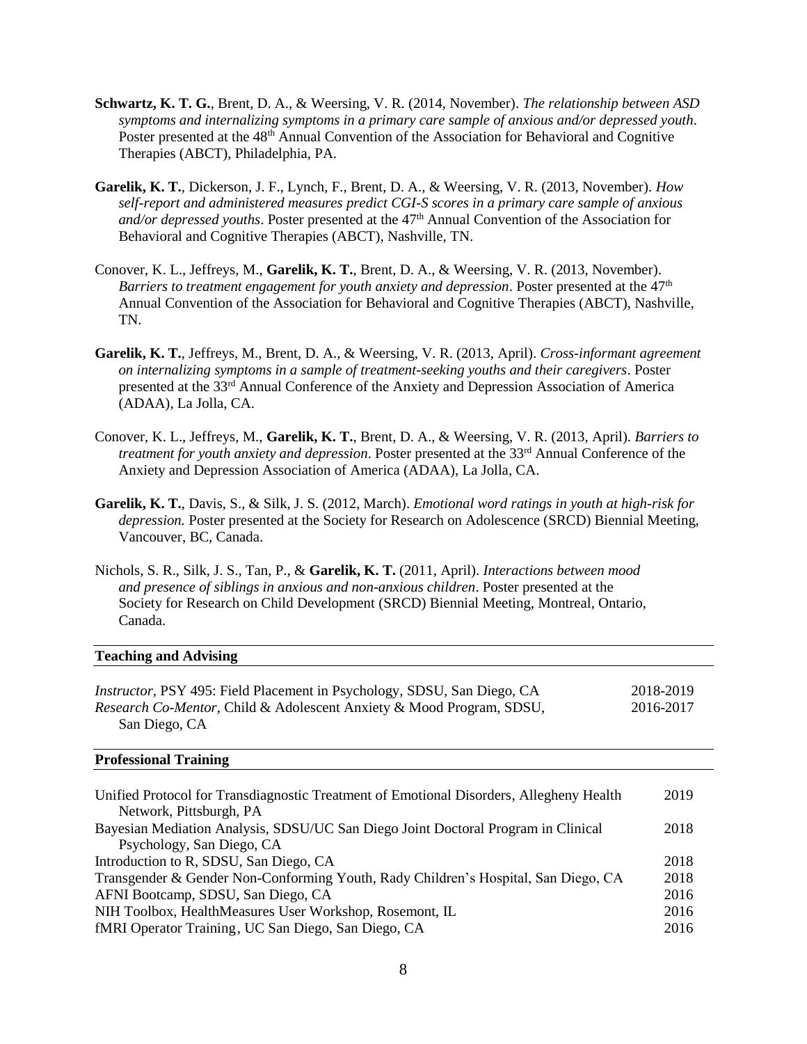**Schwartz, K. T. G.**, Brent, D. A., & Weersing, V. R. (2014, November). *The relationship between ASD symptoms and internalizing symptoms in a primary care sample of anxious and/or depressed youth*. Poster presented at the 48th Annual Convention of the Association for Behavioral and Cognitive Therapies (ABCT), Philadelphia, PA.

**Garelik, K. T.**, Dickerson, J. F., Lynch, F., Brent, D. A., & Weersing, V. R. (2013, November). *How self-report and administered measures predict CGI-S scores in a primary care sample of anxious and/or depressed youths*. Poster presented at the 47th Annual Convention of the Association for Behavioral and Cognitive Therapies (ABCT), Nashville, TN.

Conover, K. L., Jeffreys, M., **Garelik, K. T.**, Brent, D. A., & Weersing, V. R. (2013, November). *Barriers to treatment engagement for youth anxiety and depression*. Poster presented at the 47th Annual Convention of the Association for Behavioral and Cognitive Therapies (ABCT), Nashville, TN.

**Garelik, K. T.**, Jeffreys, M., Brent, D. A., & Weersing, V. R. (2013, April). *Cross-informant agreement on internalizing symptoms in a sample of treatment-seeking youths and their caregivers*. Poster presented at the 33rd Annual Conference of the Anxiety and Depression Association of America (ADAA), La Jolla, CA.

Conover, K. L., Jeffreys, M., **Garelik, K. T.**, Brent, D. A., & Weersing, V. R. (2013, April). *Barriers to treatment for youth anxiety and depression*. Poster presented at the 33rd Annual Conference of the Anxiety and Depression Association of America (ADAA), La Jolla, CA.

**Garelik, K. T.**, Davis, S., & Silk, J. S. (2012, March). *Emotional word ratings in youth at high-risk for depression.* Poster presented at the Society for Research on Adolescence (SRCD) Biennial Meeting, Vancouver, BC, Canada.

Nichols, S. R., Silk, J. S., Tan, P., & **Garelik, K. T.** (2011, April). *Interactions between mood and presence of siblings in anxious and non-anxious children*. Poster presented at the Society for Research on Child Development (SRCD) Biennial Meeting, Montreal, Ontario, Canada.

## Teaching and Advising

*Instructor*, PSY 495: Field Placement in Psychology, SDSU, San Diego, CA — 2018-2019

*Research Co-Mentor*, Child & Adolescent Anxiety & Mood Program, SDSU, San Diego, CA — 2016-2017

## Professional Training

Unified Protocol for Transdiagnostic Treatment of Emotional Disorders, Allegheny Health Network, Pittsburgh, PA — 2019

Bayesian Mediation Analysis, SDSU/UC San Diego Joint Doctoral Program in Clinical Psychology, San Diego, CA — 2018

Introduction to R, SDSU, San Diego, CA — 2018

Transgender & Gender Non-Conforming Youth, Rady Children's Hospital, San Diego, CA — 2018

AFNI Bootcamp, SDSU, San Diego, CA — 2016

NIH Toolbox, HealthMeasures User Workshop, Rosemont, IL — 2016

fMRI Operator Training, UC San Diego, San Diego, CA — 2016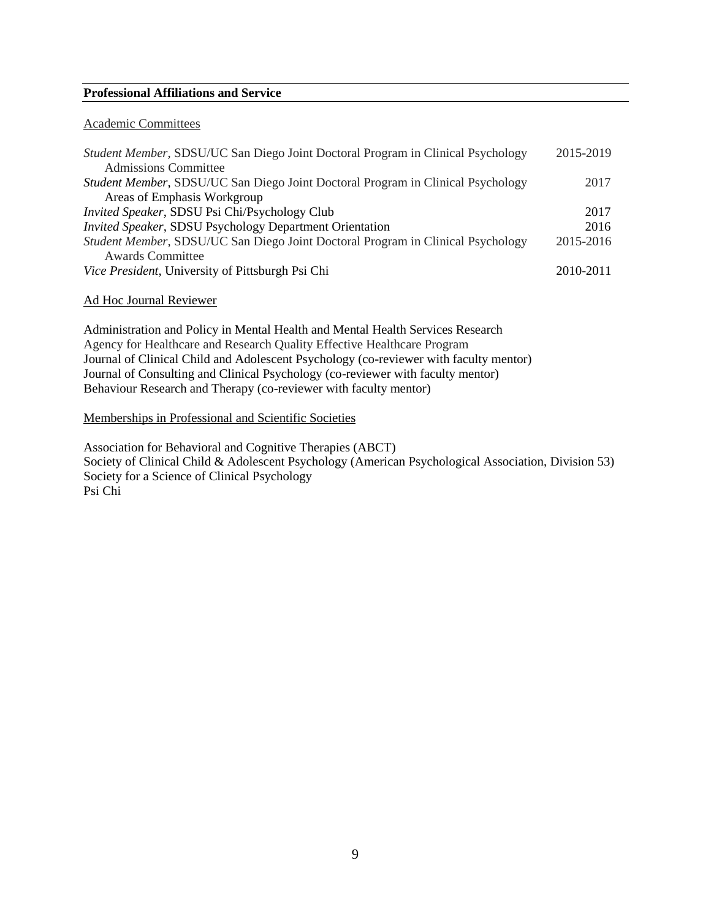## Professional Affiliations and Service

Academic Committees

| | |
|---|---|
| *Student Member*, SDSU/UC San Diego Joint Doctoral Program in Clinical Psychology Admissions Committee | 2015-2019 |
| *Student Member*, SDSU/UC San Diego Joint Doctoral Program in Clinical Psychology Areas of Emphasis Workgroup | 2017 |
| *Invited Speaker*, SDSU Psi Chi/Psychology Club | 2017 |
| *Invited Speaker*, SDSU Psychology Department Orientation | 2016 |
| *Student Member*, SDSU/UC San Diego Joint Doctoral Program in Clinical Psychology Awards Committee | 2015-2016 |
| *Vice President*, University of Pittsburgh Psi Chi | 2010-2011 |

Ad Hoc Journal Reviewer

Administration and Policy in Mental Health and Mental Health Services Research
Agency for Healthcare and Research Quality Effective Healthcare Program
Journal of Clinical Child and Adolescent Psychology (co-reviewer with faculty mentor)
Journal of Consulting and Clinical Psychology (co-reviewer with faculty mentor)
Behaviour Research and Therapy (co-reviewer with faculty mentor)

Memberships in Professional and Scientific Societies

Association for Behavioral and Cognitive Therapies (ABCT)
Society of Clinical Child & Adolescent Psychology (American Psychological Association, Division 53)
Society for a Science of Clinical Psychology
Psi Chi